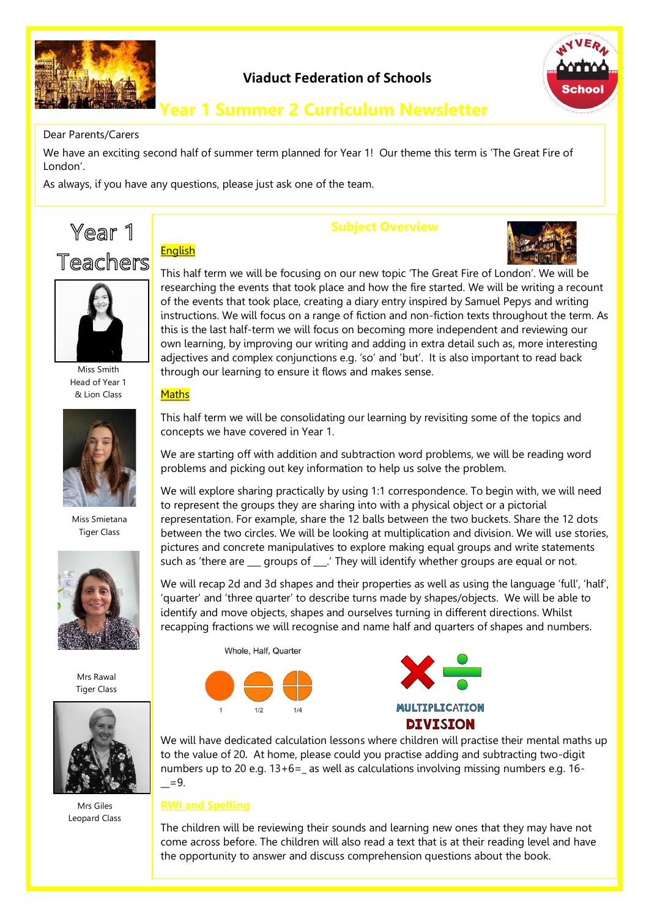# Viaduct Federation of Schools

## Year 1 Summer 2 Curriculum Newsletter

Dear Parents/Carers

We have an exciting second half of summer term planned for Year 1! Our theme this term is 'The Great Fire of London'.

As always, if you have any questions, please just ask one of the team.

## Year 1 Teachers

Miss Smith
Head of Year 1
& Lion Class

Miss Smietana
Tiger Class

Mrs Rawal
Tiger Class

Mrs Giles
Leopard Class

## Subject Overview

### English

This half term we will be focusing on our new topic 'The Great Fire of London'. We will be researching the events that took place and how the fire started. We will be writing a recount of the events that took place, creating a diary entry inspired by Samuel Pepys and writing instructions. We will focus on a range of fiction and non-fiction texts throughout the term. As this is the last half-term we will focus on becoming more independent and reviewing our own learning, by improving our writing and adding in extra detail such as, more interesting adjectives and complex conjunctions e.g. 'so' and 'but'. It is also important to read back through our learning to ensure it flows and makes sense.

### Maths

This half term we will be consolidating our learning by revisiting some of the topics and concepts we have covered in Year 1.

We are starting off with addition and subtraction word problems, we will be reading word problems and picking out key information to help us solve the problem.

We will explore sharing practically by using 1:1 correspondence. To begin with, we will need to represent the groups they are sharing into with a physical object or a pictorial representation. For example, share the 12 balls between the two buckets. Share the 12 dots between the two circles. We will be looking at multiplication and division. We will use stories, pictures and concrete manipulatives to explore making equal groups and write statements such as 'there are ___ groups of ___.' They will identify whether groups are equal or not.

We will recap 2d and 3d shapes and their properties as well as using the language 'full', 'half', 'quarter' and 'three quarter' to describe turns made by shapes/objects. We will be able to identify and move objects, shapes and ourselves turning in different directions. Whilst recapping fractions we will recognise and name half and quarters of shapes and numbers.

Whole, Half, Quarter

1 &nbsp;&nbsp; 1/2 &nbsp;&nbsp; 1/4

MULTIPLICATION
DIVISION

We will have dedicated calculation lessons where children will practise their mental maths up to the value of 20. At home, please could you practise adding and subtracting two-digit numbers up to 20 e.g. 13+6=_ as well as calculations involving missing numbers e.g. 16-__=9.

### RWI and Spelling

The children will be reviewing their sounds and learning new ones that they may have not come across before. The children will also read a text that is at their reading level and have the opportunity to answer and discuss comprehension questions about the book.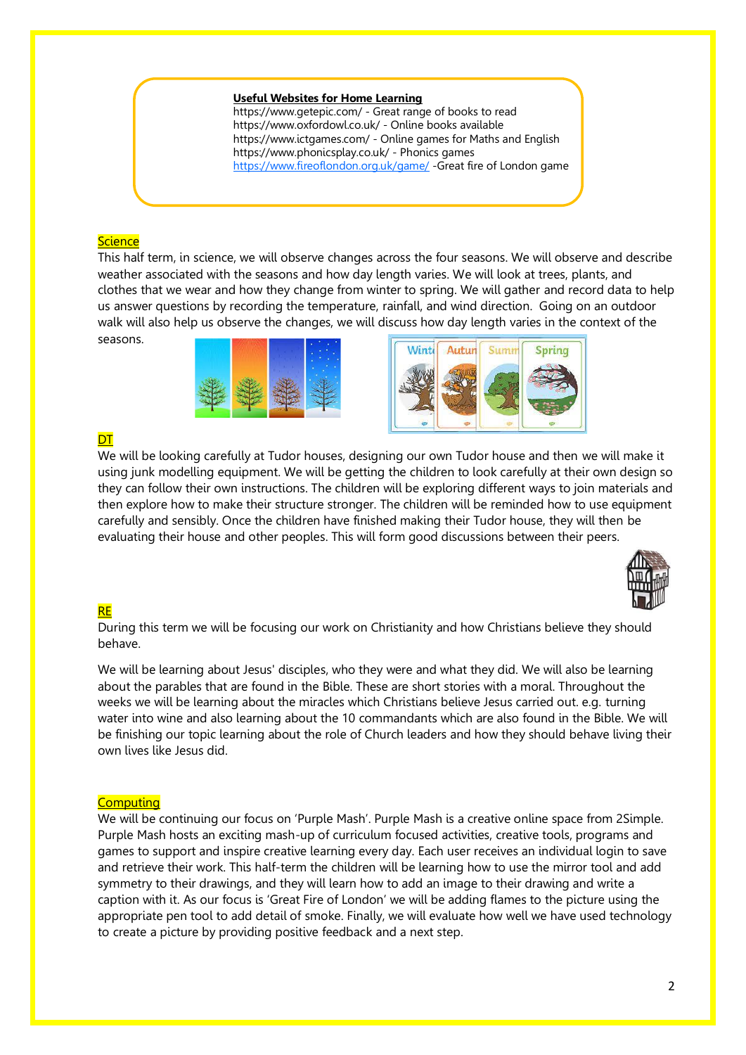**Useful Websites for Home Learning**
https://www.getepic.com/ - Great range of books to read
https://www.oxfordowl.co.uk/ - Online books available
https://www.ictgames.com/ - Online games for Maths and English
https://www.phonicsplay.co.uk/ - Phonics games
[https://www.fireoflondon.org.uk/game/](https://www.fireoflondon.org.uk/game/) -Great fire of London game

## Science

This half term, in science, we will observe changes across the four seasons. We will observe and describe weather associated with the seasons and how day length varies. We will look at trees, plants, and clothes that we wear and how they change from winter to spring. We will gather and record data to help us answer questions by recording the temperature, rainfall, and wind direction. Going on an outdoor walk will also help us observe the changes, we will discuss how day length varies in the context of the seasons.

## DT

We will be looking carefully at Tudor houses, designing our own Tudor house and then we will make it using junk modelling equipment. We will be getting the children to look carefully at their own design so they can follow their own instructions. The children will be exploring different ways to join materials and then explore how to make their structure stronger. The children will be reminded how to use equipment carefully and sensibly. Once the children have finished making their Tudor house, they will then be evaluating their house and other peoples. This will form good discussions between their peers.

## RE

During this term we will be focusing our work on Christianity and how Christians believe they should behave.

We will be learning about Jesus' disciples, who they were and what they did. We will also be learning about the parables that are found in the Bible. These are short stories with a moral. Throughout the weeks we will be learning about the miracles which Christians believe Jesus carried out. e.g. turning water into wine and also learning about the 10 commandants which are also found in the Bible. We will be finishing our topic learning about the role of Church leaders and how they should behave living their own lives like Jesus did.

## Computing

We will be continuing our focus on 'Purple Mash'. Purple Mash is a creative online space from 2Simple. Purple Mash hosts an exciting mash-up of curriculum focused activities, creative tools, programs and games to support and inspire creative learning every day. Each user receives an individual login to save and retrieve their work. This half-term the children will be learning how to use the mirror tool and add symmetry to their drawings, and they will learn how to add an image to their drawing and write a caption with it. As our focus is 'Great Fire of London' we will be adding flames to the picture using the appropriate pen tool to add detail of smoke. Finally, we will evaluate how well we have used technology to create a picture by providing positive feedback and a next step.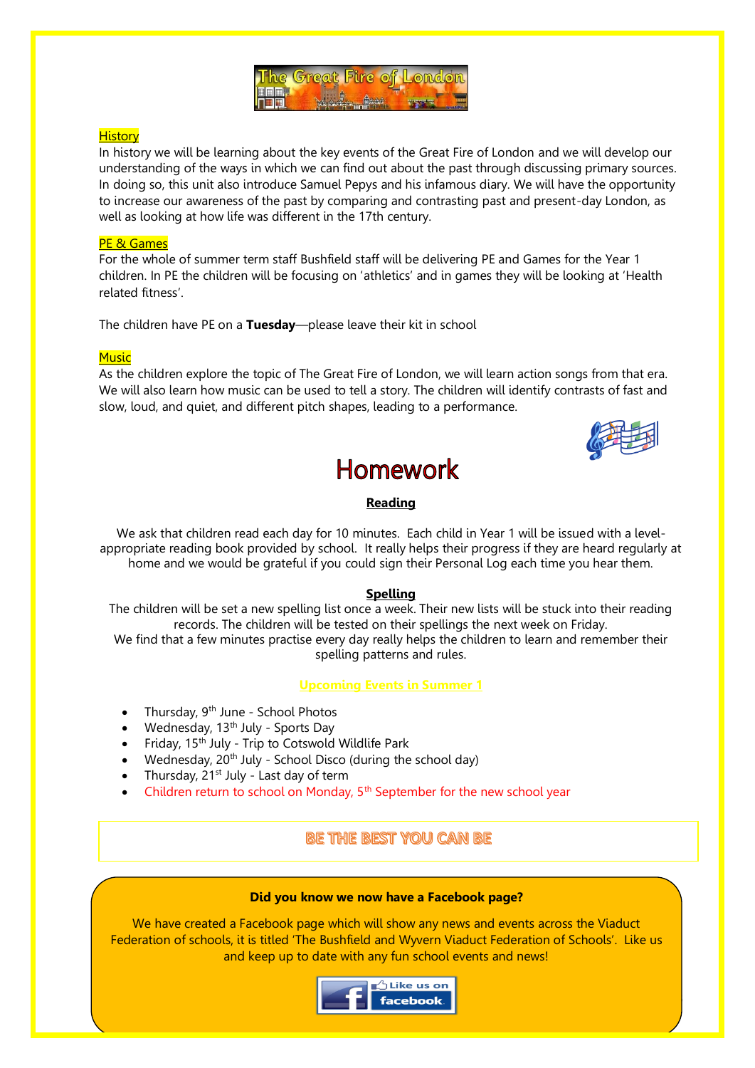# The Great Fire of London

## History

In history we will be learning about the key events of the Great Fire of London and we will develop our understanding of the ways in which we can find out about the past through discussing primary sources. In doing so, this unit also introduce Samuel Pepys and his infamous diary. We will have the opportunity to increase our awareness of the past by comparing and contrasting past and present-day London, as well as looking at how life was different in the 17th century.

## PE & Games

For the whole of summer term staff Bushfield staff will be delivering PE and Games for the Year 1 children. In PE the children will be focusing on 'athletics' and in games they will be looking at 'Health related fitness'.

The children have PE on a **Tuesday**—please leave their kit in school

## Music

As the children explore the topic of The Great Fire of London, we will learn action songs from that era. We will also learn how music can be used to tell a story. The children will identify contrasts of fast and slow, loud, and quiet, and different pitch shapes, leading to a performance.

# Homework

### Reading

We ask that children read each day for 10 minutes. Each child in Year 1 will be issued with a level-appropriate reading book provided by school. It really helps their progress if they are heard regularly at home and we would be grateful if you could sign their Personal Log each time you hear them.

### Spelling

The children will be set a new spelling list once a week. Their new lists will be stuck into their reading records. The children will be tested on their spellings the next week on Friday.
We find that a few minutes practise every day really helps the children to learn and remember their spelling patterns and rules.

### Upcoming Events in Summer 1

- Thursday, 9th June - School Photos
- Wednesday, 13th July - Sports Day
- Friday, 15th July - Trip to Cotswold Wildlife Park
- Wednesday, 20th July - School Disco (during the school day)
- Thursday, 21st July - Last day of term
- Children return to school on Monday, 5th September for the new school year

**BE THE BEST YOU CAN BE**

**Did you know we now have a Facebook page?**

We have created a Facebook page which will show any news and events across the Viaduct Federation of schools, it is titled 'The Bushfield and Wyvern Viaduct Federation of Schools'. Like us and keep up to date with any fun school events and news!

Like us on facebook